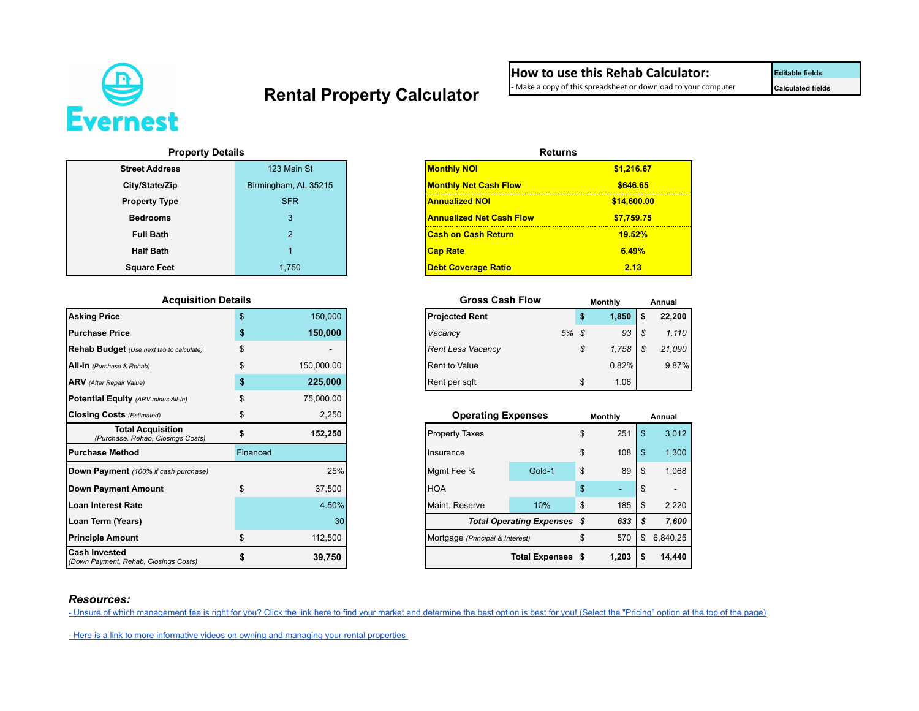Evernest

# Rental Property Calculator

| How to use this Rehab Calculator: | |
|---|---|
| - Make a copy of this spreadsheet or download to your computer | Editable fields |
| | Calculated fields |

## Property Details

| | |
|---|---|
| Street Address | 123 Main St |
| City/State/Zip | Birmingham, AL 35215 |
| Property Type | SFR |
| Bedrooms | 3 |
| Full Bath | 2 |
| Half Bath | 1 |
| Square Feet | 1,750 |

## Returns

| | |
|---|---|
| **Monthly NOI** | **$1,216.67** |
| **Monthly Net Cash Flow** | **$646.65** |
| **Annualized NOI** | **$14,600.00** |
| **Annualized Net Cash Flow** | **$7,759.75** |
| **Cash on Cash Return** | **19.52%** |
| **Cap Rate** | **6.49%** |
| **Debt Coverage Ratio** | **2.13** |

## Acquisition Details

| | | |
|---|---|---|
| **Asking Price** | $ | 150,000 |
| **Purchase Price** | **$** | **150,000** |
| **Rehab Budget** *(Use next tab to calculate)* | $ | - |
| **All-In** *(Purchase & Rehab)* | $ | 150,000.00 |
| **ARV** *(After Repair Value)* | **$** | **225,000** |
| **Potential Equity** *(ARV minus All-In)* | $ | 75,000.00 |
| **Closing Costs** *(Estimated)* | $ | 2,250 |
| **Total Acquisition** *(Purchase, Rehab, Closings Costs)* | **$** | **152,250** |
| **Purchase Method** | Financed | |
| **Down Payment** *(100% if cash purchase)* | | 25% |
| **Down Payment Amount** | $ | 37,500 |
| **Loan Interest Rate** | | 4.50% |
| **Loan Term (Years)** | | 30 |
| **Principle Amount** | $ | 112,500 |
| **Cash Invested** *(Down Payment, Rehab, Closings Costs)* | **$** | **39,750** |

## Gross Cash Flow

| | | Monthly | Annual |
|---|---|---|---|
| **Projected Rent** | | **$ 1,850** | **$ 22,200** |
| *Vacancy* | *5%* | *$ 93* | *$ 1,110* |
| *Rent Less Vacancy* | | *$ 1,758* | *$ 21,090* |
| Rent to Value | | 0.82% | 9.87% |
| Rent per sqft | | $ 1.06 | |

## Operating Expenses

| | | Monthly | Annual |
|---|---|---|---|
| Property Taxes | | $ 251 | $ 3,012 |
| Insurance | | $ 108 | $ 1,300 |
| Mgmt Fee % | Gold-1 | $ 89 | $ 1,068 |
| HOA | | $ - | $ - |
| Maint. Reserve | 10% | $ 185 | $ 2,220 |
| ***Total Operating Expenses*** | | ***$ 633*** | ***$ 7,600*** |
| Mortgage *(Principal & Interest)* | | $ 570 | $ 6,840.25 |
| **Total Expenses** | | **$ 1,203** | **$ 14,440** |

### *Resources:*

- Unsure of which management fee is right for you? Click the link here to find your market and determine the best option is best for you! (Select the "Pricing" option at the top of the page)

- Here is a link to more informative videos on owning and managing your rental properties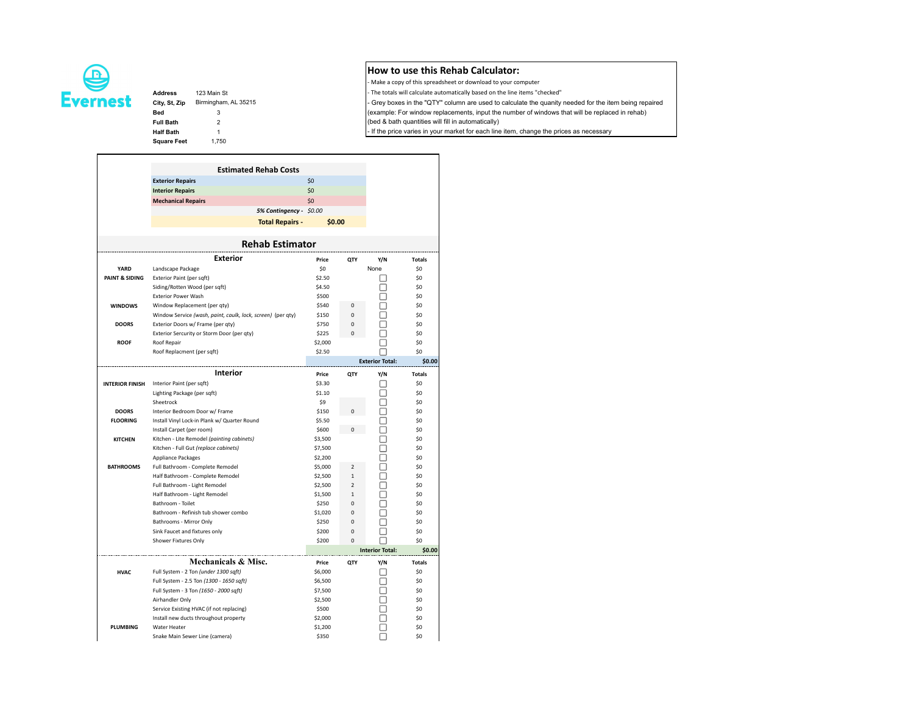Evernest

| | |
|---|---|
| **Address** | 123 Main St |
| **City, St, Zip** | Birmingham, AL 35215 |
| **Bed** | 3 |
| **Full Bath** | 2 |
| **Half Bath** | 1 |
| **Square Feet** | 1,750 |

## How to use this Rehab Calculator:

- Make a copy of this spreadsheet or download to your computer
- The totals will calculate automatically based on the line items "checked"
- Grey boxes in the "QTY" column are used to calculate the quanity needed for the item being repaired (example: For window replacements, input the number of windows that will be replaced in rehab) (bed & bath quantities will fill in automatically)
- If the price varies in your market for each line item, change the prices as necessary

## Estimated Rehab Costs

| | |
|---|---|
| **Exterior Repairs** | $0 |
| **Interior Repairs** | $0 |
| **Mechanical Repairs** | $0 |
| ***5% Contingency -*** | *$0.00* |
| **Total Repairs -** | **$0.00** |

## Rehab Estimator

### Exterior

| | | Price | QTY | Y/N | Totals |
|---|---|---|---|---|---|
| **YARD** | Landscape Package | $0 | | None | $0 |
| **PAINT & SIDING** | Exterior Paint (per sqft) | $2.50 | | ☐ | $0 |
| | Siding/Rotten Wood (per sqft) | $4.50 | | ☐ | $0 |
| | Exterior Power Wash | $500 | | ☐ | $0 |
| **WINDOWS** | Window Replacement (per qty) | $540 | 0 | ☐ | $0 |
| | Window Service *(wash, paint, caulk, lock, screen)* (per qty) | $150 | 0 | ☐ | $0 |
| **DOORS** | Exterior Doors w/ Frame (per qty) | $750 | 0 | ☐ | $0 |
| | Exterior Sercurity or Storm Door (per qty) | $225 | 0 | ☐ | $0 |
| **ROOF** | Roof Repair | $2,000 | | ☐ | $0 |
| | Roof Replacment (per sqft) | $2.50 | | ☐ | $0 |
| | | | | **Exterior Total:** | **$0.00** |

### Interior

| | | Price | QTY | Y/N | Totals |
|---|---|---|---|---|---|
| **INTERIOR FINISH** | Interior Paint (per sqft) | $3.30 | | ☐ | $0 |
| | Lighting Package (per sqft) | $1.10 | | ☐ | $0 |
| | Sheetrock | $9 | | ☐ | $0 |
| **DOORS** | Interior Bedroom Door w/ Frame | $150 | 0 | ☐ | $0 |
| **FLOORING** | Install Vinyl Lock-in Plank w/ Quarter Round | $5.50 | | ☐ | $0 |
| | Install Carpet (per room) | $600 | 0 | ☐ | $0 |
| **KITCHEN** | Kitchen - Lite Remodel *(painting cabinets)* | $3,500 | | ☐ | $0 |
| | Kitchen - Full Gut *(replace cabinets)* | $7,500 | | ☐ | $0 |
| | Appliance Packages | $2,200 | | ☐ | $0 |
| **BATHROOMS** | Full Bathroom - Complete Remodel | $5,000 | 2 | ☐ | $0 |
| | Half Bathroom - Complete Remodel | $2,500 | 1 | ☐ | $0 |
| | Full Bathroom - Light Remodel | $2,500 | 2 | ☐ | $0 |
| | Half Bathroom - Light Remodel | $1,500 | 1 | ☐ | $0 |
| | Bathroom - Toilet | $250 | 0 | ☐ | $0 |
| | Bathroom - Refinish tub shower combo | $1,020 | 0 | ☐ | $0 |
| | Bathrooms - Mirror Only | $250 | 0 | ☐ | $0 |
| | Sink Faucet and fixtures only | $200 | 0 | ☐ | $0 |
| | Shower Fixtures Only | $200 | 0 | ☐ | $0 |
| | | | | **Interior Total:** | **$0.00** |

### Mechanicals & Misc.

| | | Price | QTY | Y/N | Totals |
|---|---|---|---|---|---|
| **HVAC** | Full System - 2 Ton *(under 1300 sqft)* | $6,000 | | ☐ | $0 |
| | Full System - 2.5 Ton *(1300 - 1650 sqft)* | $6,500 | | ☐ | $0 |
| | Full System - 3 Ton *(1650 - 2000 sqft)* | $7,500 | | ☐ | $0 |
| | Airhandler Only | $2,500 | | ☐ | $0 |
| | Service Existing HVAC (if not replacing) | $500 | | ☐ | $0 |
| | Install new ducts throughout property | $2,000 | | ☐ | $0 |
| **PLUMBING** | Water Heater | $1,200 | | ☐ | $0 |
| | Snake Main Sewer Line (camera) | $350 | | ☐ | $0 |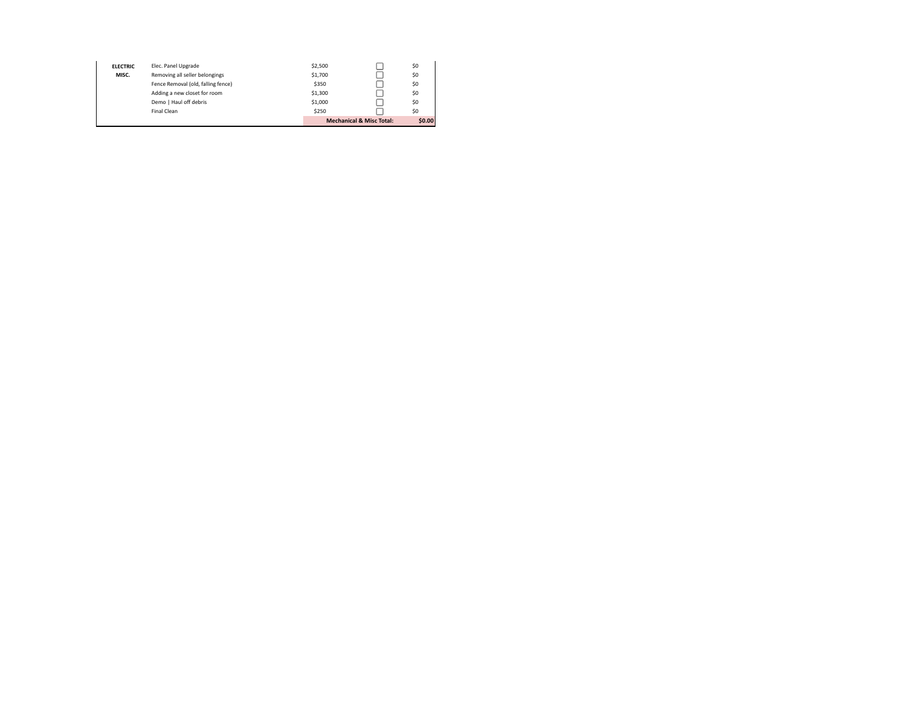| | | | | |
|---|---|---|---|---|
| **ELECTRIC** | Elec. Panel Upgrade | $2,500 | ☐ | $0 |
| **MISC.** | Removing all seller belongings | $1,700 | ☐ | $0 |
| | Fence Removal (old, falling fence) | $350 | ☐ | $0 |
| | Adding a new closet for room | $1,300 | ☐ | $0 |
| | Demo \| Haul off debris | $1,000 | ☐ | $0 |
| | Final Clean | $250 | ☐ | $0 |
| | | **Mechanical & Misc Total:** | | **$0.00** |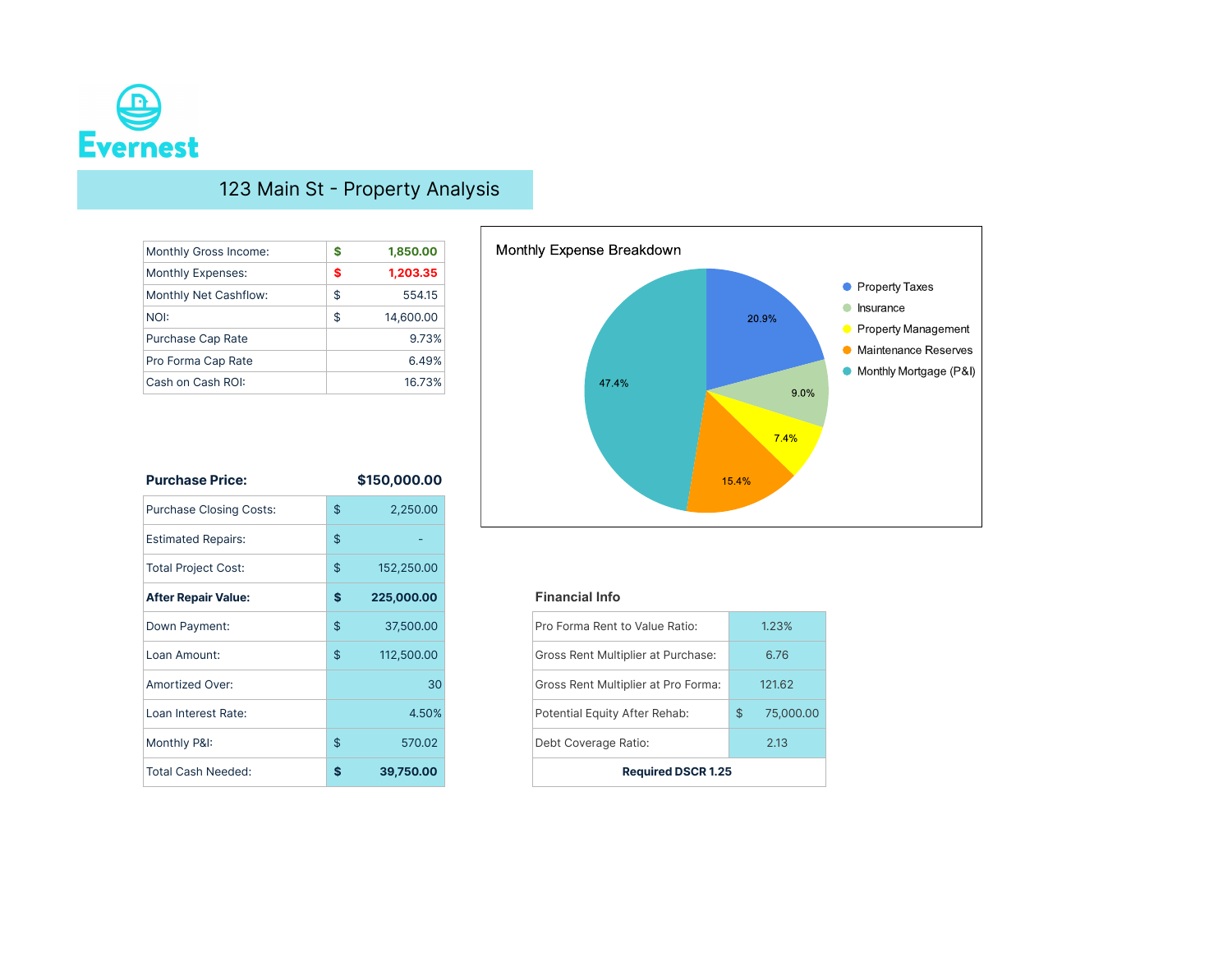Evernest

# 123 Main St - Property Analysis

| | |
|---|---|
| Monthly Gross Income: | $ 1,850.00 |
| Monthly Expenses: | $ 1,203.35 |
| Monthly Net Cashflow: | $ 554.15 |
| NOI: | $ 14,600.00 |
| Purchase Cap Rate | 9.73% |
| Pro Forma Cap Rate | 6.49% |
| Cash on Cash ROI: | 16.73% |

**Monthly Expense Breakdown**

| Expense | Share |
|---|---|
| Property Taxes | 20.9% |
| Insurance | 9.0% |
| Property Management | 7.4% |
| Maintenance Reserves | 15.4% |
| Monthly Mortgage (P&I) | 47.4% |

| **Purchase Price:** | **$150,000.00** |
|---|---|
| Purchase Closing Costs: | $ 2,250.00 |
| Estimated Repairs: | $ - |
| Total Project Cost: | $ 152,250.00 |
| **After Repair Value:** | **$ 225,000.00** |
| Down Payment: | $ 37,500.00 |
| Loan Amount: | $ 112,500.00 |
| Amortized Over: | 30 |
| Loan Interest Rate: | 4.50% |
| Monthly P&I: | $ 570.02 |
| Total Cash Needed: | **$ 39,750.00** |

**Financial Info**

| | |
|---|---|
| Pro Forma Rent to Value Ratio: | 1.23% |
| Gross Rent Multiplier at Purchase: | 6.76 |
| Gross Rent Multiplier at Pro Forma: | 121.62 |
| Potential Equity After Rehab: | $ 75,000.00 |
| Debt Coverage Ratio: | 2.13 |
| **Required DSCR 1.25** | |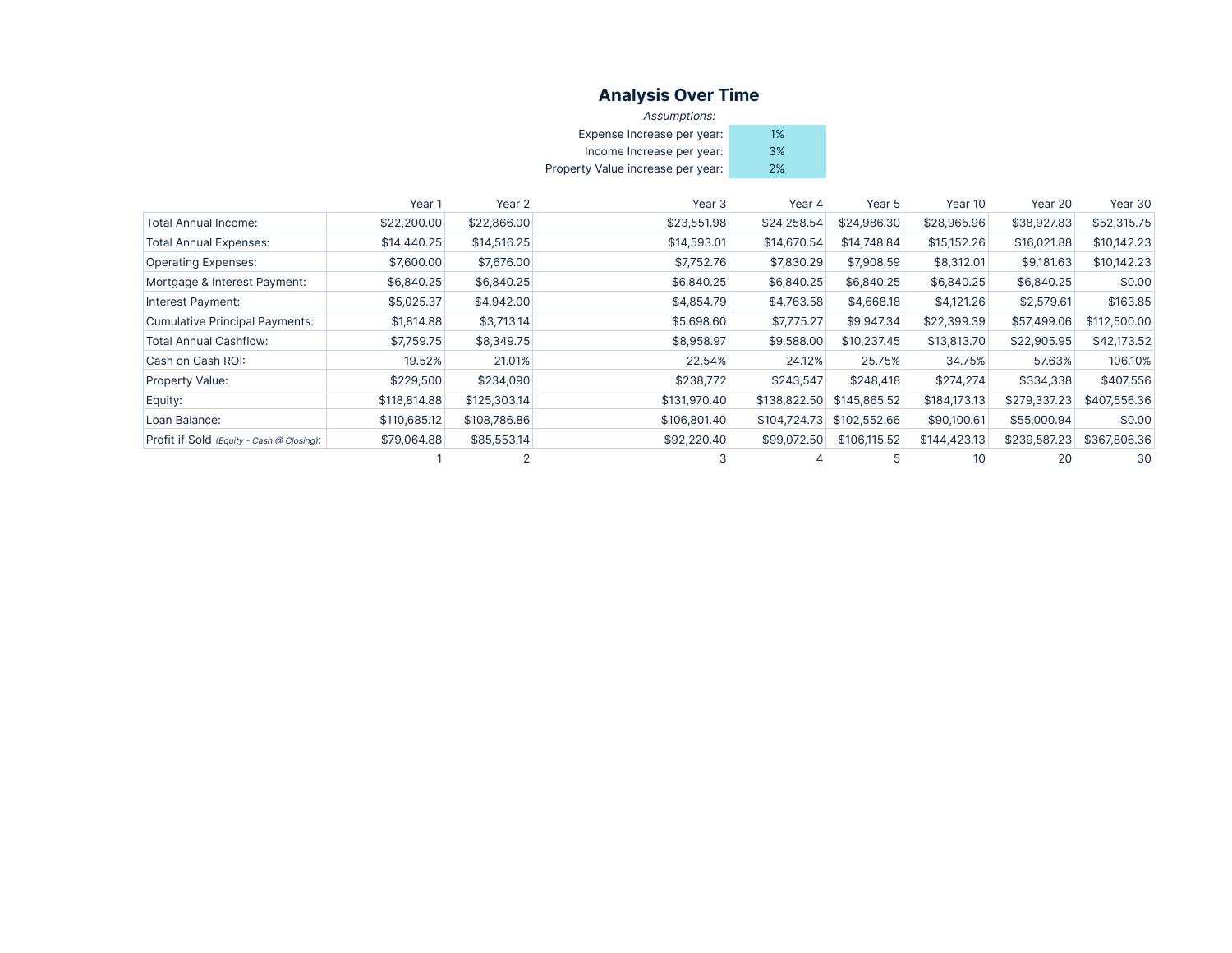## Analysis Over Time

*Assumptions:*

| | |
|---|---|
| Expense Increase per year: | 1% |
| Income Increase per year: | 3% |
| Property Value increase per year: | 2% |

| | Year 1 | Year 2 | Year 3 | Year 4 | Year 5 | Year 10 | Year 20 | Year 30 |
|---|---|---|---|---|---|---|---|---|
| Total Annual Income: | $22,200.00 | $22,866.00 | $23,551.98 | $24,258.54 | $24,986.30 | $28,965.96 | $38,927.83 | $52,315.75 |
| Total Annual Expenses: | $14,440.25 | $14,516.25 | $14,593.01 | $14,670.54 | $14,748.84 | $15,152.26 | $16,021.88 | $10,142.23 |
| Operating Expenses: | $7,600.00 | $7,676.00 | $7,752.76 | $7,830.29 | $7,908.59 | $8,312.01 | $9,181.63 | $10,142.23 |
| Mortgage & Interest Payment: | $6,840.25 | $6,840.25 | $6,840.25 | $6,840.25 | $6,840.25 | $6,840.25 | $6,840.25 | $0.00 |
| Interest Payment: | $5,025.37 | $4,942.00 | $4,854.79 | $4,763.58 | $4,668.18 | $4,121.26 | $2,579.61 | $163.85 |
| Cumulative Principal Payments: | $1,814.88 | $3,713.14 | $5,698.60 | $7,775.27 | $9,947.34 | $22,399.39 | $57,499.06 | $112,500.00 |
| Total Annual Cashflow: | $7,759.75 | $8,349.75 | $8,958.97 | $9,588.00 | $10,237.45 | $13,813.70 | $22,905.95 | $42,173.52 |
| Cash on Cash ROI: | 19.52% | 21.01% | 22.54% | 24.12% | 25.75% | 34.75% | 57.63% | 106.10% |
| Property Value: | $229,500 | $234,090 | $238,772 | $243,547 | $248,418 | $274,274 | $334,338 | $407,556 |
| Equity: | $118,814.88 | $125,303.14 | $131,970.40 | $138,822.50 | $145,865.52 | $184,173.13 | $279,337.23 | $407,556.36 |
| Loan Balance: | $110,685.12 | $108,786.86 | $106,801.40 | $104,724.73 | $102,552.66 | $90,100.61 | $55,000.94 | $0.00 |
| Profit if Sold *(Equity - Cash @ Closing)*: | $79,064.88 | $85,553.14 | $92,220.40 | $99,072.50 | $106,115.52 | $144,423.13 | $239,587.23 | $367,806.36 |
| | 1 | 2 | 3 | 4 | 5 | 10 | 20 | 30 |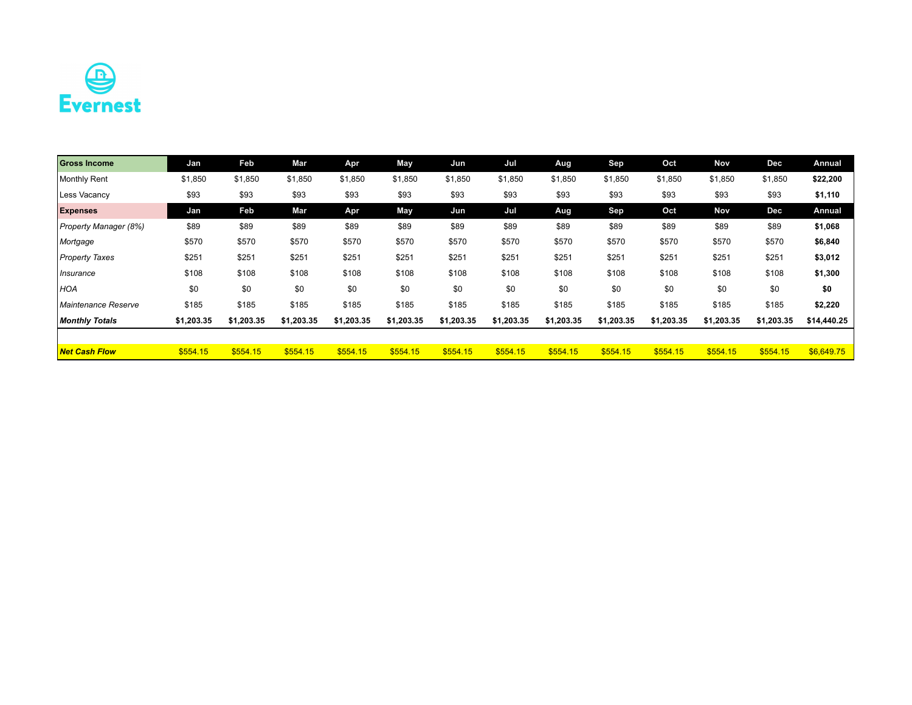Evernest

| Gross Income | Jan | Feb | Mar | Apr | May | Jun | Jul | Aug | Sep | Oct | Nov | Dec | Annual |
|---|---|---|---|---|---|---|---|---|---|---|---|---|---|
| Monthly Rent | $1,850 | $1,850 | $1,850 | $1,850 | $1,850 | $1,850 | $1,850 | $1,850 | $1,850 | $1,850 | $1,850 | $1,850 | **$22,200** |
| Less Vacancy | $93 | $93 | $93 | $93 | $93 | $93 | $93 | $93 | $93 | $93 | $93 | $93 | **$1,110** |
| **Expenses** | **Jan** | **Feb** | **Mar** | **Apr** | **May** | **Jun** | **Jul** | **Aug** | **Sep** | **Oct** | **Nov** | **Dec** | **Annual** |
| *Property Manager (8%)* | $89 | $89 | $89 | $89 | $89 | $89 | $89 | $89 | $89 | $89 | $89 | $89 | **$1,068** |
| *Mortgage* | $570 | $570 | $570 | $570 | $570 | $570 | $570 | $570 | $570 | $570 | $570 | $570 | **$6,840** |
| *Property Taxes* | $251 | $251 | $251 | $251 | $251 | $251 | $251 | $251 | $251 | $251 | $251 | $251 | **$3,012** |
| *Insurance* | $108 | $108 | $108 | $108 | $108 | $108 | $108 | $108 | $108 | $108 | $108 | $108 | **$1,300** |
| *HOA* | $0 | $0 | $0 | $0 | $0 | $0 | $0 | $0 | $0 | $0 | $0 | $0 | **$0** |
| *Maintenance Reserve* | $185 | $185 | $185 | $185 | $185 | $185 | $185 | $185 | $185 | $185 | $185 | $185 | **$2,220** |
| ***Monthly Totals*** | **$1,203.35** | **$1,203.35** | **$1,203.35** | **$1,203.35** | **$1,203.35** | **$1,203.35** | **$1,203.35** | **$1,203.35** | **$1,203.35** | **$1,203.35** | **$1,203.35** | **$1,203.35** | **$14,440.25** |
| | | | | | | | | | | | | | |
| ***Net Cash Flow*** | $554.15 | $554.15 | $554.15 | $554.15 | $554.15 | $554.15 | $554.15 | $554.15 | $554.15 | $554.15 | $554.15 | $554.15 | $6,649.75 |